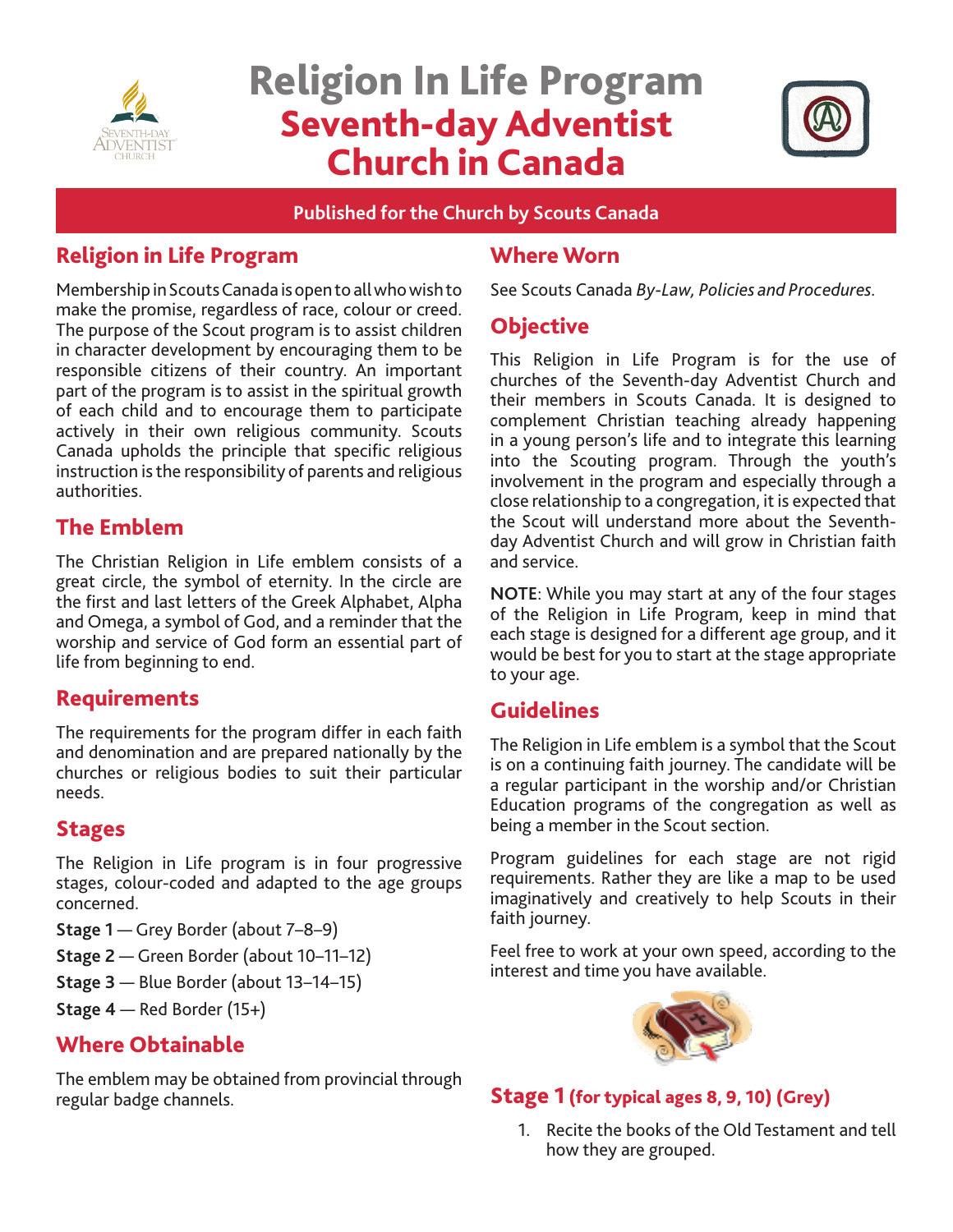# Religion In Life Program
# Seventh-day Adventist Church in Canada

**Published for the Church by Scouts Canada**

## Religion in Life Program

Membership in Scouts Canada is open to all who wish to make the promise, regardless of race, colour or creed. The purpose of the Scout program is to assist children in character development by encouraging them to be responsible citizens of their country. An important part of the program is to assist in the spiritual growth of each child and to encourage them to participate actively in their own religious community. Scouts Canada upholds the principle that specific religious instruction is the responsibility of parents and religious authorities.

## The Emblem

The Christian Religion in Life emblem consists of a great circle, the symbol of eternity. In the circle are the first and last letters of the Greek Alphabet, Alpha and Omega, a symbol of God, and a reminder that the worship and service of God form an essential part of life from beginning to end.

## Requirements

The requirements for the program differ in each faith and denomination and are prepared nationally by the churches or religious bodies to suit their particular needs.

## Stages

The Religion in Life program is in four progressive stages, colour-coded and adapted to the age groups concerned.

**Stage 1** — Grey Border (about 7–8–9)

**Stage 2** — Green Border (about 10–11–12)

**Stage 3** — Blue Border (about 13–14–15)

**Stage 4** — Red Border (15+)

## Where Obtainable

The emblem may be obtained from provincial through regular badge channels.

## Where Worn

See Scouts Canada *By-Law, Policies and Procedures*.

## Objective

This Religion in Life Program is for the use of churches of the Seventh-day Adventist Church and their members in Scouts Canada. It is designed to complement Christian teaching already happening in a young person's life and to integrate this learning into the Scouting program. Through the youth's involvement in the program and especially through a close relationship to a congregation, it is expected that the Scout will understand more about the Seventh-day Adventist Church and will grow in Christian faith and service.

**NOTE**: While you may start at any of the four stages of the Religion in Life Program, keep in mind that each stage is designed for a different age group, and it would be best for you to start at the stage appropriate to your age.

## Guidelines

The Religion in Life emblem is a symbol that the Scout is on a continuing faith journey. The candidate will be a regular participant in the worship and/or Christian Education programs of the congregation as well as being a member in the Scout section.

Program guidelines for each stage are not rigid requirements. Rather they are like a map to be used imaginatively and creatively to help Scouts in their faith journey.

Feel free to work at your own speed, according to the interest and time you have available.

## Stage 1 (for typical ages 8, 9, 10) (Grey)

1. Recite the books of the Old Testament and tell how they are grouped.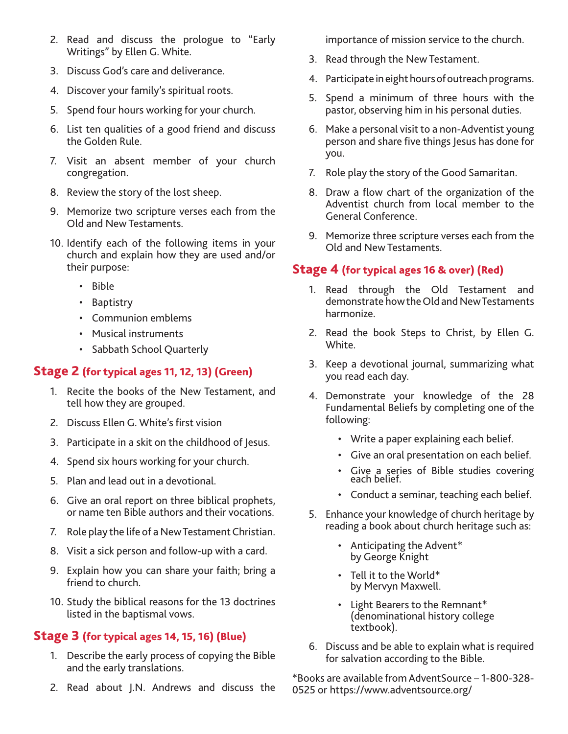2. Read and discuss the prologue to "Early Writings" by Ellen G. White.
3. Discuss God's care and deliverance.
4. Discover your family's spiritual roots.
5. Spend four hours working for your church.
6. List ten qualities of a good friend and discuss the Golden Rule.
7. Visit an absent member of your church congregation.
8. Review the story of the lost sheep.
9. Memorize two scripture verses each from the Old and New Testaments.
10. Identify each of the following items in your church and explain how they are used and/or their purpose:
    - Bible
    - Baptistry
    - Communion emblems
    - Musical instruments
    - Sabbath School Quarterly

## Stage 2 (for typical ages 11, 12, 13) (Green)

1. Recite the books of the New Testament, and tell how they are grouped.
2. Discuss Ellen G. White's first vision
3. Participate in a skit on the childhood of Jesus.
4. Spend six hours working for your church.
5. Plan and lead out in a devotional.
6. Give an oral report on three biblical prophets, or name ten Bible authors and their vocations.
7. Role play the life of a New Testament Christian.
8. Visit a sick person and follow-up with a card.
9. Explain how you can share your faith; bring a friend to church.
10. Study the biblical reasons for the 13 doctrines listed in the baptismal vows.

## Stage 3 (for typical ages 14, 15, 16) (Blue)

1. Describe the early process of copying the Bible and the early translations.
2. Read about J.N. Andrews and discuss the importance of mission service to the church.
3. Read through the New Testament.
4. Participate in eight hours of outreach programs.
5. Spend a minimum of three hours with the pastor, observing him in his personal duties.
6. Make a personal visit to a non-Adventist young person and share five things Jesus has done for you.
7. Role play the story of the Good Samaritan.
8. Draw a flow chart of the organization of the Adventist church from local member to the General Conference.
9. Memorize three scripture verses each from the Old and New Testaments.

## Stage 4 (for typical ages 16 & over) (Red)

1. Read through the Old Testament and demonstrate how the Old and New Testaments harmonize.
2. Read the book Steps to Christ, by Ellen G. White.
3. Keep a devotional journal, summarizing what you read each day.
4. Demonstrate your knowledge of the 28 Fundamental Beliefs by completing one of the following:
    - Write a paper explaining each belief.
    - Give an oral presentation on each belief.
    - Give a series of Bible studies covering each belief.
    - Conduct a seminar, teaching each belief.
5. Enhance your knowledge of church heritage by reading a book about church heritage such as:
    - Anticipating the Advent* by George Knight
    - Tell it to the World* by Mervyn Maxwell.
    - Light Bearers to the Remnant* (denominational history college textbook).
6. Discuss and be able to explain what is required for salvation according to the Bible.

*Books are available from AdventSource – 1-800-328-0525 or https://www.adventsource.org/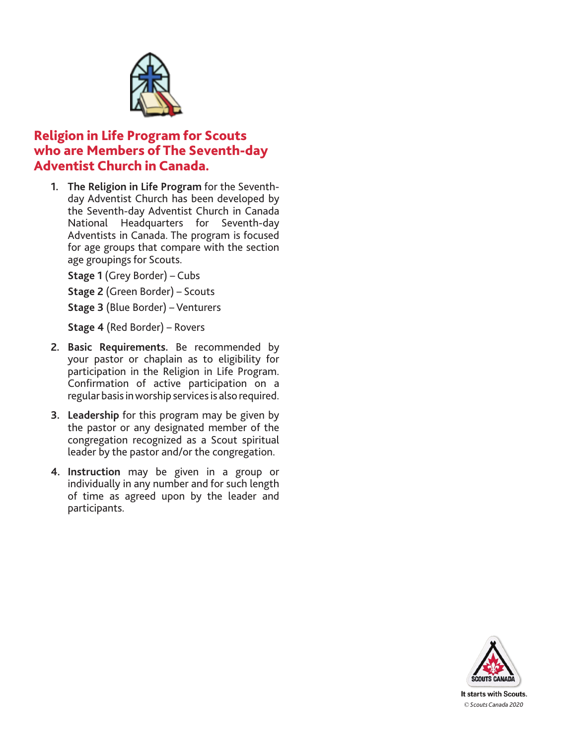## Religion in Life Program for Scouts who are Members of The Seventh-day Adventist Church in Canada.

1. **The Religion in Life Program** for the Seventh-day Adventist Church has been developed by the Seventh-day Adventist Church in Canada National Headquarters for Seventh-day Adventists in Canada. The program is focused for age groups that compare with the section age groupings for Scouts.

   **Stage 1** (Grey Border) – Cubs

   **Stage 2** (Green Border) – Scouts

   **Stage 3** (Blue Border) – Venturers

   **Stage 4** (Red Border) – Rovers

2. **Basic Requirements.** Be recommended by your pastor or chaplain as to eligibility for participation in the Religion in Life Program. Confirmation of active participation on a regular basis in worship services is also required.

3. **Leadership** for this program may be given by the pastor or any designated member of the congregation recognized as a Scout spiritual leader by the pastor and/or the congregation.

4. **Instruction** may be given in a group or individually in any number and for such length of time as agreed upon by the leader and participants.

It starts with Scouts.

*© Scouts Canada 2020*